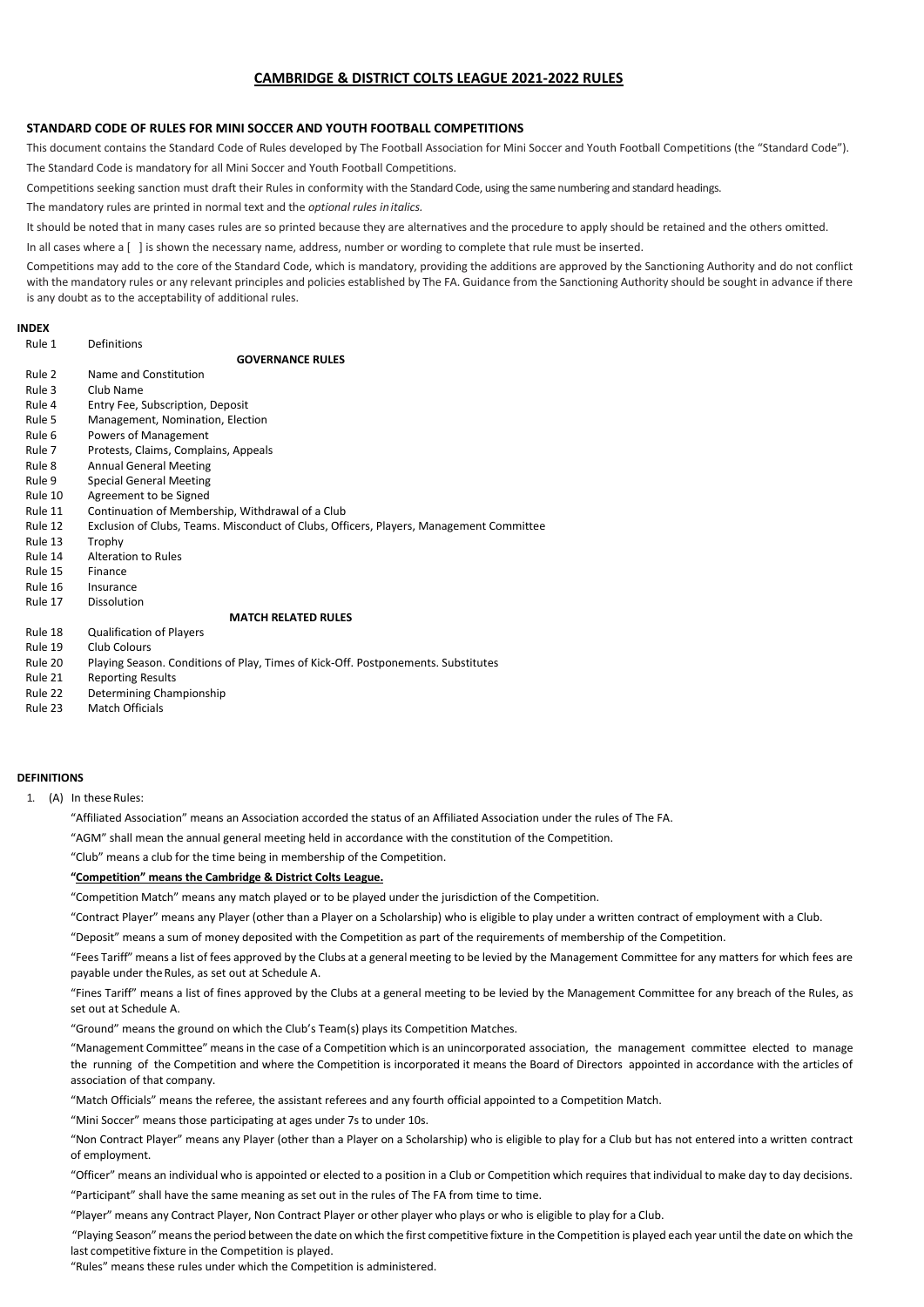# CAMBRIDGE & DISTRICT COLTS LEAGUE 2021-2022 RULES

## STANDARD CODE OF RULES FOR MINI SOCCER AND YOUTH FOOTBALL COMPETITIONS

This document contains the Standard Code of Rules developed by The Football Association for Mini Soccer and Youth Football Competitions (the "Standard Code").

The Standard Code is mandatory for all Mini Soccer and Youth Football Competitions.

Competitions seeking sanction must draft their Rules in conformity with the Standard Code, using the same numbering and standard headings.

The mandatory rules are printed in normal text and the *optional rules in italics.*

It should be noted that in many cases rules are so printed because they are alternatives and the procedure to apply should be retained and the others omitted.

In all cases where a [ ] is shown the necessary name, address, number or wording to complete that rule must be inserted.

Competitions may add to the core of the Standard Code, which is mandatory, providing the additions are approved by the Sanctioning Authority and do not conflict with the mandatory rules or any relevant principles and policies established by The FA. Guidance from the Sanctioning Authority should be sought in advance if there is any doubt as to the acceptability of additional rules.

**INDEX**

| | |
|---|---|
| Rule 1 | Definitions |
| | **GOVERNANCE RULES** |
| Rule 2 | Name and Constitution |
| Rule 3 | Club Name |
| Rule 4 | Entry Fee, Subscription, Deposit |
| Rule 5 | Management, Nomination, Election |
| Rule 6 | Powers of Management |
| Rule 7 | Protests, Claims, Complains, Appeals |
| Rule 8 | Annual General Meeting |
| Rule 9 | Special General Meeting |
| Rule 10 | Agreement to be Signed |
| Rule 11 | Continuation of Membership, Withdrawal of a Club |
| Rule 12 | Exclusion of Clubs, Teams. Misconduct of Clubs, Officers, Players, Management Committee |
| Rule 13 | Trophy |
| Rule 14 | Alteration to Rules |
| Rule 15 | Finance |
| Rule 16 | Insurance |
| Rule 17 | Dissolution |
| | **MATCH RELATED RULES** |
| Rule 18 | Qualification of Players |
| Rule 19 | Club Colours |
| Rule 20 | Playing Season. Conditions of Play, Times of Kick-Off. Postponements. Substitutes |
| Rule 21 | Reporting Results |
| Rule 22 | Determining Championship |
| Rule 23 | Match Officials |

**DEFINITIONS**

1. (A) In these Rules:

"Affiliated Association" means an Association accorded the status of an Affiliated Association under the rules of The FA.

"AGM" shall mean the annual general meeting held in accordance with the constitution of the Competition.

"Club" means a club for the time being in membership of the Competition.

**"Competition" means the Cambridge & District Colts League.**

"Competition Match" means any match played or to be played under the jurisdiction of the Competition.

"Contract Player" means any Player (other than a Player on a Scholarship) who is eligible to play under a written contract of employment with a Club.

"Deposit" means a sum of money deposited with the Competition as part of the requirements of membership of the Competition.

"Fees Tariff" means a list of fees approved by the Clubs at a general meeting to be levied by the Management Committee for any matters for which fees are payable under the Rules, as set out at Schedule A.

"Fines Tariff" means a list of fines approved by the Clubs at a general meeting to be levied by the Management Committee for any breach of the Rules, as set out at Schedule A.

"Ground" means the ground on which the Club's Team(s) plays its Competition Matches.

"Management Committee" means in the case of a Competition which is an unincorporated association, the management committee elected to manage the running of the Competition and where the Competition is incorporated it means the Board of Directors appointed in accordance with the articles of association of that company.

"Match Officials" means the referee, the assistant referees and any fourth official appointed to a Competition Match.

"Mini Soccer" means those participating at ages under 7s to under 10s.

"Non Contract Player" means any Player (other than a Player on a Scholarship) who is eligible to play for a Club but has not entered into a written contract of employment.

"Officer" means an individual who is appointed or elected to a position in a Club or Competition which requires that individual to make day to day decisions.

"Participant" shall have the same meaning as set out in the rules of The FA from time to time.

"Player" means any Contract Player, Non Contract Player or other player who plays or who is eligible to play for a Club.

"Playing Season" means the period between the date on which the first competitive fixture in the Competition is played each year until the date on which the last competitive fixture in the Competition is played.

"Rules" means these rules under which the Competition is administered.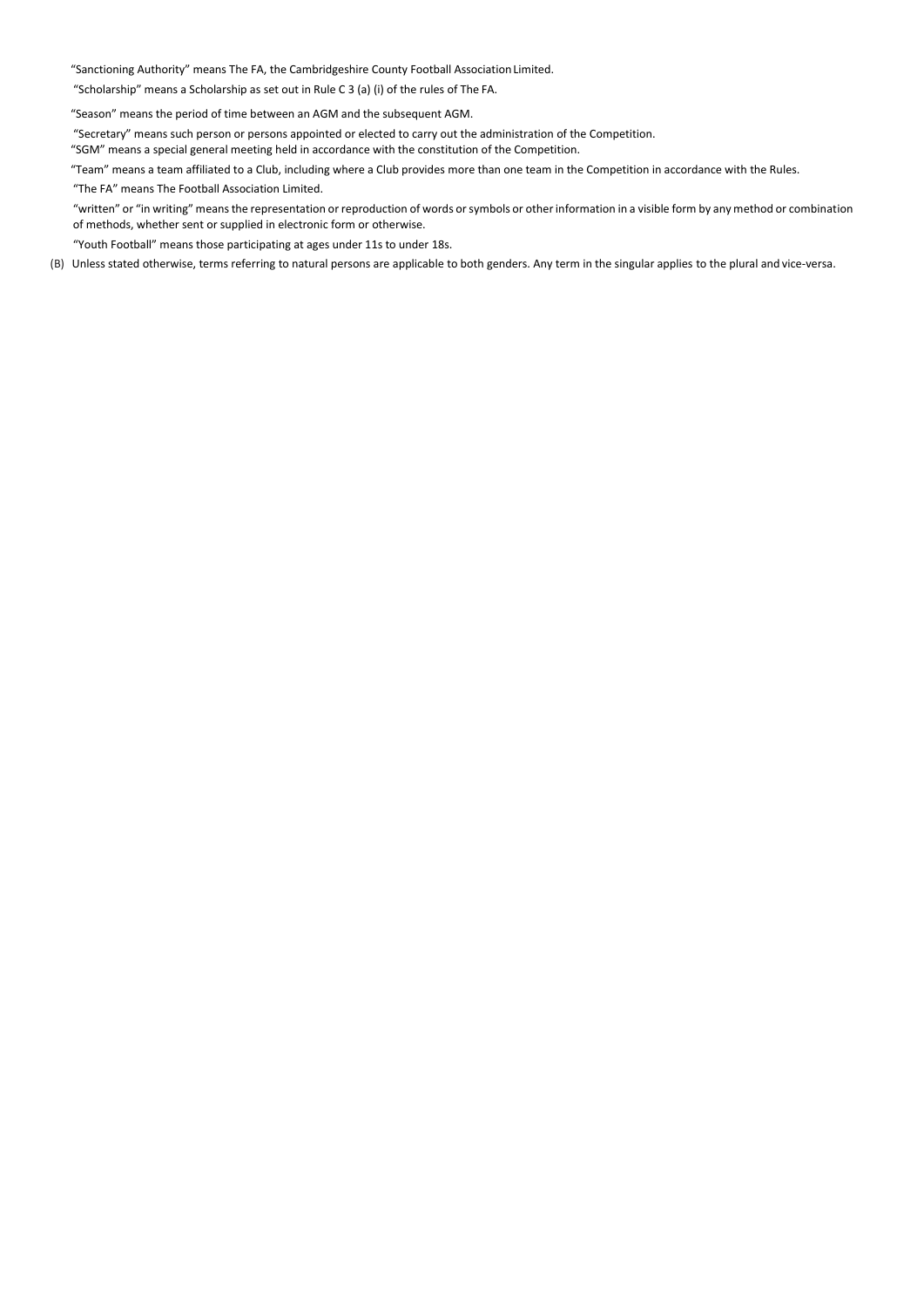"Sanctioning Authority" means The FA, the Cambridgeshire County Football Association Limited.

"Scholarship" means a Scholarship as set out in Rule C 3 (a) (i) of the rules of The FA.

"Season" means the period of time between an AGM and the subsequent AGM.

"Secretary" means such person or persons appointed or elected to carry out the administration of the Competition.

"SGM" means a special general meeting held in accordance with the constitution of the Competition.

"Team" means a team affiliated to a Club, including where a Club provides more than one team in the Competition in accordance with the Rules.

"The FA" means The Football Association Limited.

"written" or "in writing" means the representation or reproduction of words or symbols or other information in a visible form by any method or combination of methods, whether sent or supplied in electronic form or otherwise.

"Youth Football" means those participating at ages under 11s to under 18s.

(B) Unless stated otherwise, terms referring to natural persons are applicable to both genders. Any term in the singular applies to the plural and vice-versa.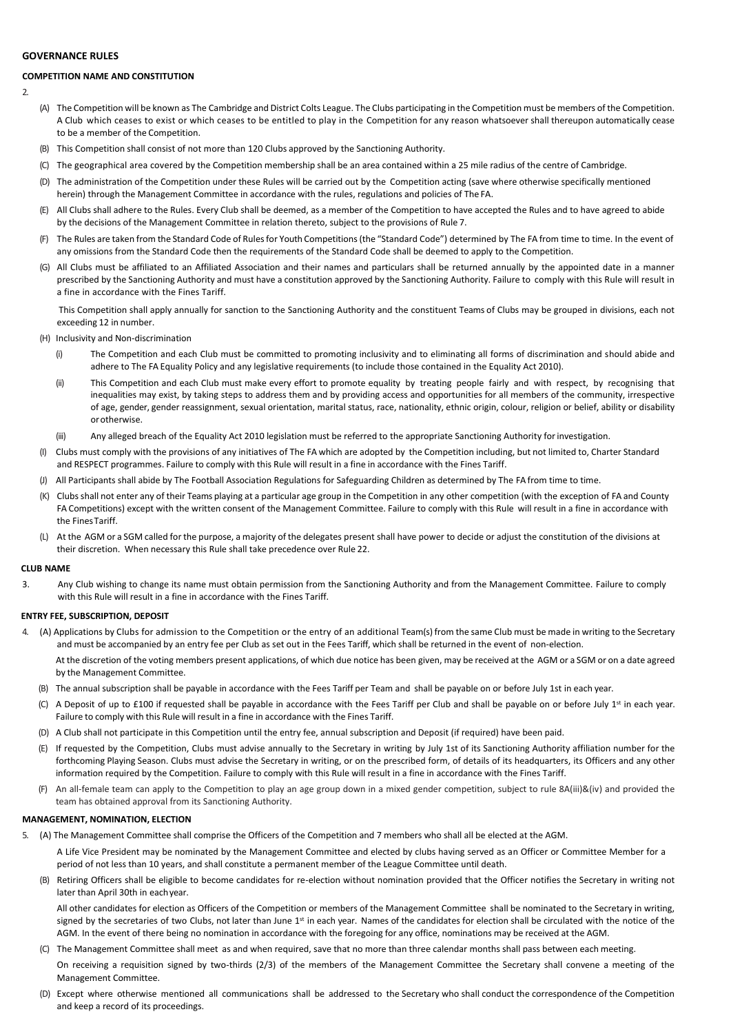## GOVERNANCE RULES

### COMPETITION NAME AND CONSTITUTION

2.

(A) The Competition will be known as The Cambridge and District Colts League. The Clubs participating in the Competition must be members of the Competition. A Club which ceases to exist or which ceases to be entitled to play in the Competition for any reason whatsoever shall thereupon automatically cease to be a member of the Competition.

(B) This Competition shall consist of not more than 120 Clubs approved by the Sanctioning Authority.

(C) The geographical area covered by the Competition membership shall be an area contained within a 25 mile radius of the centre of Cambridge.

(D) The administration of the Competition under these Rules will be carried out by the Competition acting (save where otherwise specifically mentioned herein) through the Management Committee in accordance with the rules, regulations and policies of The FA.

(E) All Clubs shall adhere to the Rules. Every Club shall be deemed, as a member of the Competition to have accepted the Rules and to have agreed to abide by the decisions of the Management Committee in relation thereto, subject to the provisions of Rule 7.

(F) The Rules are taken from the Standard Code of Rules for Youth Competitions (the "Standard Code") determined by The FA from time to time. In the event of any omissions from the Standard Code then the requirements of the Standard Code shall be deemed to apply to the Competition.

(G) All Clubs must be affiliated to an Affiliated Association and their names and particulars shall be returned annually by the appointed date in a manner prescribed by the Sanctioning Authority and must have a constitution approved by the Sanctioning Authority. Failure to comply with this Rule will result in a fine in accordance with the Fines Tariff.

This Competition shall apply annually for sanction to the Sanctioning Authority and the constituent Teams of Clubs may be grouped in divisions, each not exceeding 12 in number.

(H) Inclusivity and Non-discrimination

(i) The Competition and each Club must be committed to promoting inclusivity and to eliminating all forms of discrimination and should abide and adhere to The FA Equality Policy and any legislative requirements (to include those contained in the Equality Act 2010).

(ii) This Competition and each Club must make every effort to promote equality by treating people fairly and with respect, by recognising that inequalities may exist, by taking steps to address them and by providing access and opportunities for all members of the community, irrespective of age, gender, gender reassignment, sexual orientation, marital status, race, nationality, ethnic origin, colour, religion or belief, ability or disability or otherwise.

(iii) Any alleged breach of the Equality Act 2010 legislation must be referred to the appropriate Sanctioning Authority for investigation.

(I) Clubs must comply with the provisions of any initiatives of The FA which are adopted by the Competition including, but not limited to, Charter Standard and RESPECT programmes. Failure to comply with this Rule will result in a fine in accordance with the Fines Tariff.

(J) All Participants shall abide by The Football Association Regulations for Safeguarding Children as determined by The FA from time to time.

(K) Clubs shall not enter any of their Teams playing at a particular age group in the Competition in any other competition (with the exception of FA and County FA Competitions) except with the written consent of the Management Committee. Failure to comply with this Rule will result in a fine in accordance with the Fines Tariff.

(L) At the AGM or a SGM called for the purpose, a majority of the delegates present shall have power to decide or adjust the constitution of the divisions at their discretion. When necessary this Rule shall take precedence over Rule 22.

### CLUB NAME

3. Any Club wishing to change its name must obtain permission from the Sanctioning Authority and from the Management Committee. Failure to comply with this Rule will result in a fine in accordance with the Fines Tariff.

### ENTRY FEE, SUBSCRIPTION, DEPOSIT

4. (A) Applications by Clubs for admission to the Competition or the entry of an additional Team(s) from the same Club must be made in writing to the Secretary and must be accompanied by an entry fee per Club as set out in the Fees Tariff, which shall be returned in the event of non-election.

At the discretion of the voting members present applications, of which due notice has been given, may be received at the AGM or a SGM or on a date agreed by the Management Committee.

(B) The annual subscription shall be payable in accordance with the Fees Tariff per Team and shall be payable on or before July 1st in each year.

(C) A Deposit of up to £100 if requested shall be payable in accordance with the Fees Tariff per Club and shall be payable on or before July 1st in each year. Failure to comply with this Rule will result in a fine in accordance with the Fines Tariff.

(D) A Club shall not participate in this Competition until the entry fee, annual subscription and Deposit (if required) have been paid.

(E) If requested by the Competition, Clubs must advise annually to the Secretary in writing by July 1st of its Sanctioning Authority affiliation number for the forthcoming Playing Season. Clubs must advise the Secretary in writing, or on the prescribed form, of details of its headquarters, its Officers and any other information required by the Competition. Failure to comply with this Rule will result in a fine in accordance with the Fines Tariff.

(F) An all-female team can apply to the Competition to play an age group down in a mixed gender competition, subject to rule 8A(iii)&(iv) and provided the team has obtained approval from its Sanctioning Authority.

### MANAGEMENT, NOMINATION, ELECTION

5. (A) The Management Committee shall comprise the Officers of the Competition and 7 members who shall all be elected at the AGM.

A Life Vice President may be nominated by the Management Committee and elected by clubs having served as an Officer or Committee Member for a period of not less than 10 years, and shall constitute a permanent member of the League Committee until death.

(B) Retiring Officers shall be eligible to become candidates for re-election without nomination provided that the Officer notifies the Secretary in writing not later than April 30th in each year.

All other candidates for election as Officers of the Competition or members of the Management Committee shall be nominated to the Secretary in writing, signed by the secretaries of two Clubs, not later than June 1st in each year. Names of the candidates for election shall be circulated with the notice of the AGM. In the event of there being no nomination in accordance with the foregoing for any office, nominations may be received at the AGM.

(C) The Management Committee shall meet as and when required, save that no more than three calendar months shall pass between each meeting.

On receiving a requisition signed by two-thirds (2/3) of the members of the Management Committee the Secretary shall convene a meeting of the Management Committee.

(D) Except where otherwise mentioned all communications shall be addressed to the Secretary who shall conduct the correspondence of the Competition and keep a record of its proceedings.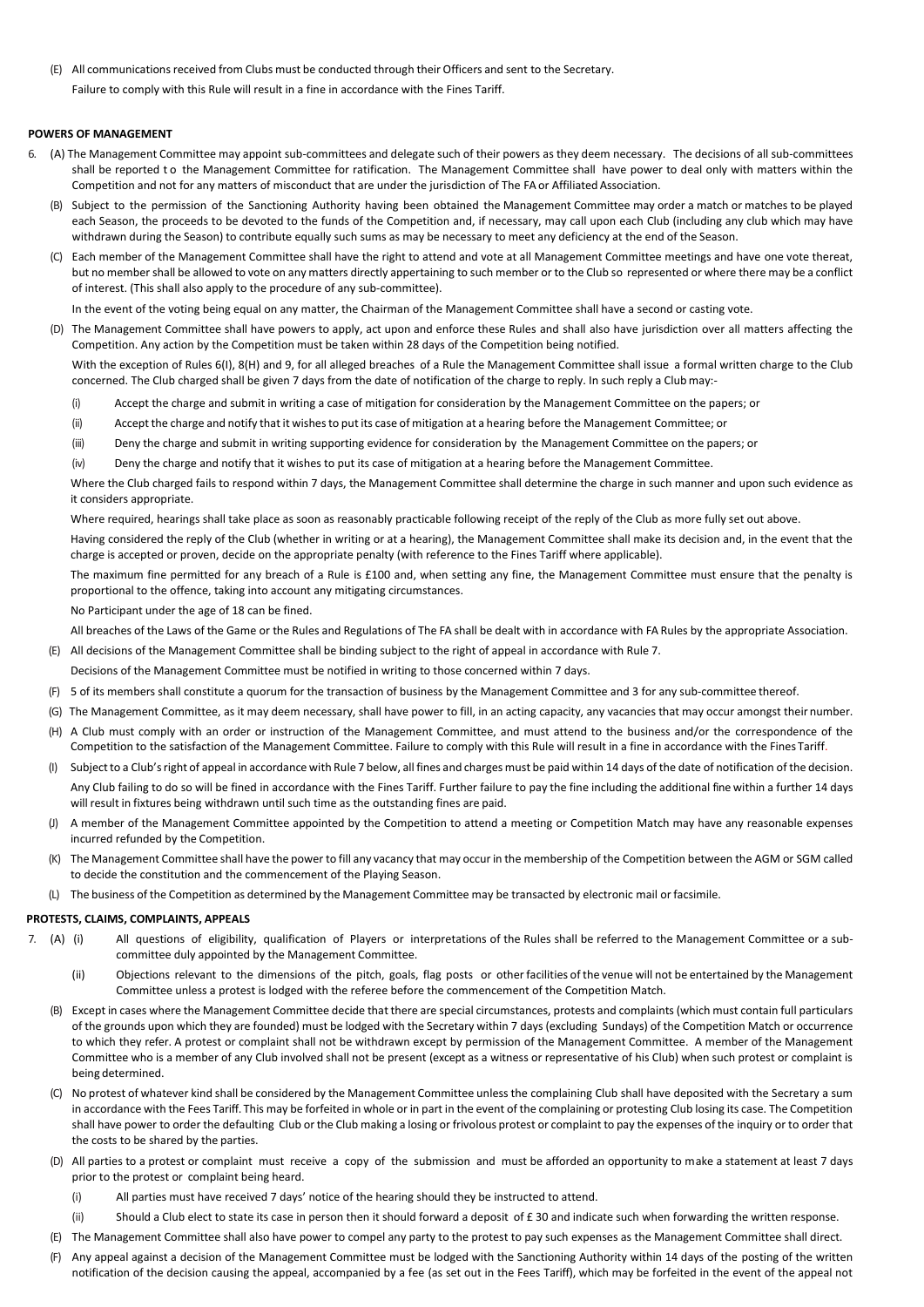(E) All communications received from Clubs must be conducted through their Officers and sent to the Secretary.

Failure to comply with this Rule will result in a fine in accordance with the Fines Tariff.

**POWERS OF MANAGEMENT**

6. (A) The Management Committee may appoint sub-committees and delegate such of their powers as they deem necessary. The decisions of all sub-committees shall be reported to the Management Committee for ratification. The Management Committee shall have power to deal only with matters within the Competition and not for any matters of misconduct that are under the jurisdiction of The FA or Affiliated Association.

(B) Subject to the permission of the Sanctioning Authority having been obtained the Management Committee may order a match or matches to be played each Season, the proceeds to be devoted to the funds of the Competition and, if necessary, may call upon each Club (including any club which may have withdrawn during the Season) to contribute equally such sums as may be necessary to meet any deficiency at the end of the Season.

(C) Each member of the Management Committee shall have the right to attend and vote at all Management Committee meetings and have one vote thereat, but no member shall be allowed to vote on any matters directly appertaining to such member or to the Club so represented or where there may be a conflict of interest. (This shall also apply to the procedure of any sub-committee).

In the event of the voting being equal on any matter, the Chairman of the Management Committee shall have a second or casting vote.

(D) The Management Committee shall have powers to apply, act upon and enforce these Rules and shall also have jurisdiction over all matters affecting the Competition. Any action by the Competition must be taken within 28 days of the Competition being notified.

With the exception of Rules 6(I), 8(H) and 9, for all alleged breaches of a Rule the Management Committee shall issue a formal written charge to the Club concerned. The Club charged shall be given 7 days from the date of notification of the charge to reply. In such reply a Club may:-

(i) Accept the charge and submit in writing a case of mitigation for consideration by the Management Committee on the papers; or

(ii) Accept the charge and notify that it wishes to put its case of mitigation at a hearing before the Management Committee; or

(iii) Deny the charge and submit in writing supporting evidence for consideration by the Management Committee on the papers; or

(iv) Deny the charge and notify that it wishes to put its case of mitigation at a hearing before the Management Committee.

Where the Club charged fails to respond within 7 days, the Management Committee shall determine the charge in such manner and upon such evidence as it considers appropriate.

Where required, hearings shall take place as soon as reasonably practicable following receipt of the reply of the Club as more fully set out above.

Having considered the reply of the Club (whether in writing or at a hearing), the Management Committee shall make its decision and, in the event that the charge is accepted or proven, decide on the appropriate penalty (with reference to the Fines Tariff where applicable).

The maximum fine permitted for any breach of a Rule is £100 and, when setting any fine, the Management Committee must ensure that the penalty is proportional to the offence, taking into account any mitigating circumstances.

No Participant under the age of 18 can be fined.

All breaches of the Laws of the Game or the Rules and Regulations of The FA shall be dealt with in accordance with FA Rules by the appropriate Association.

(E) All decisions of the Management Committee shall be binding subject to the right of appeal in accordance with Rule 7.

Decisions of the Management Committee must be notified in writing to those concerned within 7 days.

(F) 5 of its members shall constitute a quorum for the transaction of business by the Management Committee and 3 for any sub-committee thereof.

(G) The Management Committee, as it may deem necessary, shall have power to fill, in an acting capacity, any vacancies that may occur amongst their number.

(H) A Club must comply with an order or instruction of the Management Committee, and must attend to the business and/or the correspondence of the Competition to the satisfaction of the Management Committee. Failure to comply with this Rule will result in a fine in accordance with the Fines Tariff.

(I) Subject to a Club's right of appeal in accordance with Rule 7 below, all fines and charges must be paid within 14 days of the date of notification of the decision. Any Club failing to do so will be fined in accordance with the Fines Tariff. Further failure to pay the fine including the additional fine within a further 14 days will result in fixtures being withdrawn until such time as the outstanding fines are paid.

(J) A member of the Management Committee appointed by the Competition to attend a meeting or Competition Match may have any reasonable expenses incurred refunded by the Competition.

(K) The Management Committee shall have the power to fill any vacancy that may occur in the membership of the Competition between the AGM or SGM called to decide the constitution and the commencement of the Playing Season.

(L) The business of the Competition as determined by the Management Committee may be transacted by electronic mail or facsimile.

**PROTESTS, CLAIMS, COMPLAINTS, APPEALS**

7. (A) (i) All questions of eligibility, qualification of Players or interpretations of the Rules shall be referred to the Management Committee or a sub-committee duly appointed by the Management Committee.

(ii) Objections relevant to the dimensions of the pitch, goals, flag posts or other facilities of the venue will not be entertained by the Management Committee unless a protest is lodged with the referee before the commencement of the Competition Match.

(B) Except in cases where the Management Committee decide that there are special circumstances, protests and complaints (which must contain full particulars of the grounds upon which they are founded) must be lodged with the Secretary within 7 days (excluding Sundays) of the Competition Match or occurrence to which they refer. A protest or complaint shall not be withdrawn except by permission of the Management Committee. A member of the Management Committee who is a member of any Club involved shall not be present (except as a witness or representative of his Club) when such protest or complaint is being determined.

(C) No protest of whatever kind shall be considered by the Management Committee unless the complaining Club shall have deposited with the Secretary a sum in accordance with the Fees Tariff. This may be forfeited in whole or in part in the event of the complaining or protesting Club losing its case. The Competition shall have power to order the defaulting Club or the Club making a losing or frivolous protest or complaint to pay the expenses of the inquiry or to order that the costs to be shared by the parties.

(D) All parties to a protest or complaint must receive a copy of the submission and must be afforded an opportunity to make a statement at least 7 days prior to the protest or complaint being heard.

(i) All parties must have received 7 days' notice of the hearing should they be instructed to attend.

(ii) Should a Club elect to state its case in person then it should forward a deposit of £ 30 and indicate such when forwarding the written response.

(E) The Management Committee shall also have power to compel any party to the protest to pay such expenses as the Management Committee shall direct.

(F) Any appeal against a decision of the Management Committee must be lodged with the Sanctioning Authority within 14 days of the posting of the written notification of the decision causing the appeal, accompanied by a fee (as set out in the Fees Tariff), which may be forfeited in the event of the appeal not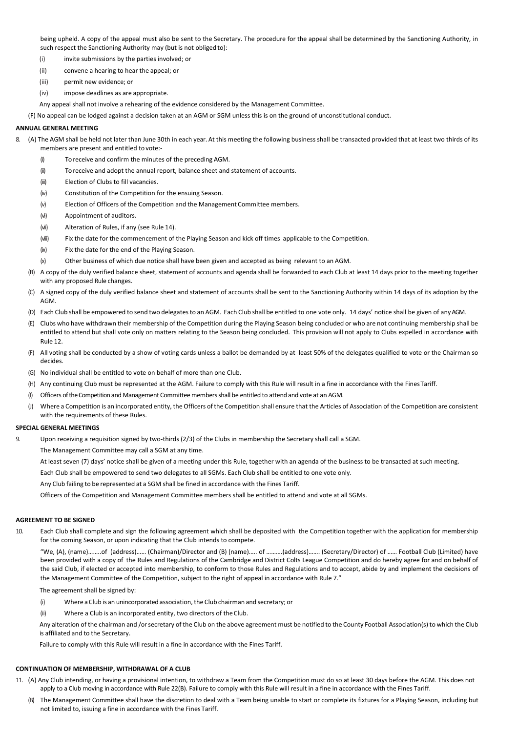being upheld. A copy of the appeal must also be sent to the Secretary. The procedure for the appeal shall be determined by the Sanctioning Authority, in such respect the Sanctioning Authority may (but is not obliged to):

(i) invite submissions by the parties involved; or

(ii) convene a hearing to hear the appeal; or

(iii) permit new evidence; or

(iv) impose deadlines as are appropriate.

Any appeal shall not involve a rehearing of the evidence considered by the Management Committee.

(F) No appeal can be lodged against a decision taken at an AGM or SGM unless this is on the ground of unconstitutional conduct.

**ANNUAL GENERAL MEETING**

8. (A) The AGM shall be held not later than June 30th in each year. At this meeting the following business shall be transacted provided that at least two thirds of its members are present and entitled to vote:-

(i) To receive and confirm the minutes of the preceding AGM.

(ii) To receive and adopt the annual report, balance sheet and statement of accounts.

(iii) Election of Clubs to fill vacancies.

(iv) Constitution of the Competition for the ensuing Season.

(v) Election of Officers of the Competition and the Management Committee members.

(vi) Appointment of auditors.

(vii) Alteration of Rules, if any (see Rule 14).

(viii) Fix the date for the commencement of the Playing Season and kick off times applicable to the Competition.

(ix) Fix the date for the end of the Playing Season.

(x) Other business of which due notice shall have been given and accepted as being relevant to an AGM.

(B) A copy of the duly verified balance sheet, statement of accounts and agenda shall be forwarded to each Club at least 14 days prior to the meeting together with any proposed Rule changes.

(C) A signed copy of the duly verified balance sheet and statement of accounts shall be sent to the Sanctioning Authority within 14 days of its adoption by the AGM.

(D) Each Club shall be empowered to send two delegates to an AGM. Each Club shall be entitled to one vote only. 14 days' notice shall be given of any AGM.

(E) Clubs who have withdrawn their membership of the Competition during the Playing Season being concluded or who are not continuing membership shall be entitled to attend but shall vote only on matters relating to the Season being concluded. This provision will not apply to Clubs expelled in accordance with Rule 12.

(F) All voting shall be conducted by a show of voting cards unless a ballot be demanded by at least 50% of the delegates qualified to vote or the Chairman so decides.

(G) No individual shall be entitled to vote on behalf of more than one Club.

(H) Any continuing Club must be represented at the AGM. Failure to comply with this Rule will result in a fine in accordance with the Fines Tariff.

(I) Officers of the Competition and Management Committee members shall be entitled to attend and vote at an AGM.

(J) Where a Competition is an incorporated entity, the Officers of the Competition shall ensure that the Articles of Association of the Competition are consistent with the requirements of these Rules.

**SPECIAL GENERAL MEETINGS**

9. Upon receiving a requisition signed by two-thirds (2/3) of the Clubs in membership the Secretary shall call a SGM.

The Management Committee may call a SGM at any time.

At least seven (7) days' notice shall be given of a meeting under this Rule, together with an agenda of the business to be transacted at such meeting.

Each Club shall be empowered to send two delegates to all SGMs. Each Club shall be entitled to one vote only.

Any Club failing to be represented at a SGM shall be fined in accordance with the Fines Tariff.

Officers of the Competition and Management Committee members shall be entitled to attend and vote at all SGMs.

**AGREEMENT TO BE SIGNED**

10. Each Club shall complete and sign the following agreement which shall be deposited with the Competition together with the application for membership for the coming Season, or upon indicating that the Club intends to compete.

"We, (A), (name)........of (address)...... (Chairman)/Director and (B) (name)..... of ..........(address)....... (Secretary/Director) of ...... Football Club (Limited) have been provided with a copy of the Rules and Regulations of the Cambridge and District Colts League Competition and do hereby agree for and on behalf of the said Club, if elected or accepted into membership, to conform to those Rules and Regulations and to accept, abide by and implement the decisions of the Management Committee of the Competition, subject to the right of appeal in accordance with Rule 7."

The agreement shall be signed by:

(i) Where a Club is an unincorporated association, the Club chairman and secretary; or

(ii) Where a Club is an incorporated entity, two directors of the Club.

Any alteration of the chairman and /or secretary of the Club on the above agreement must be notified to the County Football Association(s) to which the Club is affiliated and to the Secretary.

Failure to comply with this Rule will result in a fine in accordance with the Fines Tariff.

**CONTINUATION OF MEMBERSHIP, WITHDRAWAL OF A CLUB**

11. (A) Any Club intending, or having a provisional intention, to withdraw a Team from the Competition must do so at least 30 days before the AGM. This does not apply to a Club moving in accordance with Rule 22(B). Failure to comply with this Rule will result in a fine in accordance with the Fines Tariff.

(B) The Management Committee shall have the discretion to deal with a Team being unable to start or complete its fixtures for a Playing Season, including but not limited to, issuing a fine in accordance with the Fines Tariff.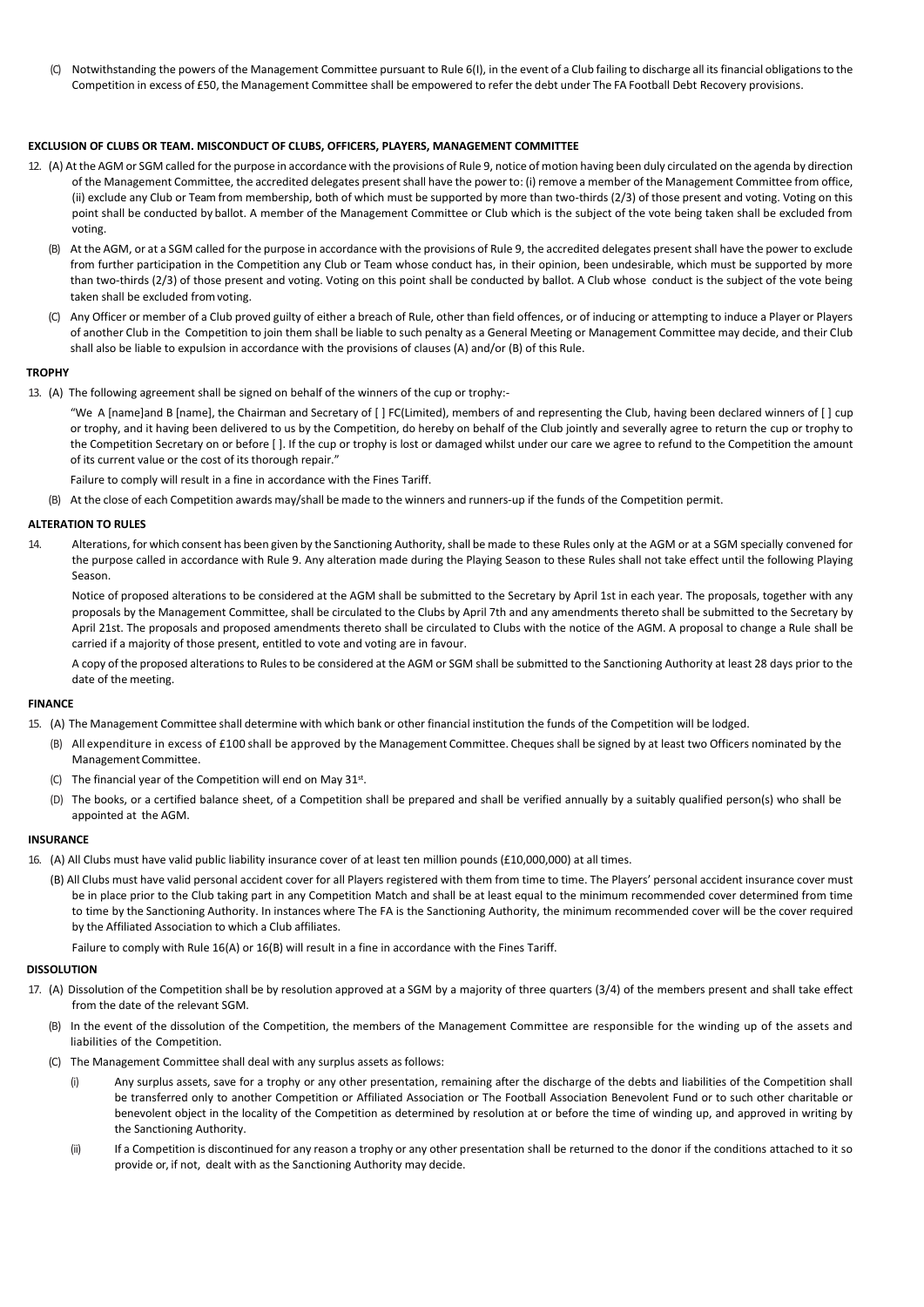(C) Notwithstanding the powers of the Management Committee pursuant to Rule 6(I), in the event of a Club failing to discharge all its financial obligations to the Competition in excess of £50, the Management Committee shall be empowered to refer the debt under The FA Football Debt Recovery provisions.

**EXCLUSION OF CLUBS OR TEAM. MISCONDUCT OF CLUBS, OFFICERS, PLAYERS, MANAGEMENT COMMITTEE**

12. (A) At the AGM or SGM called for the purpose in accordance with the provisions of Rule 9, notice of motion having been duly circulated on the agenda by direction of the Management Committee, the accredited delegates present shall have the power to: (i) remove a member of the Management Committee from office, (ii) exclude any Club or Team from membership, both of which must be supported by more than two-thirds (2/3) of those present and voting. Voting on this point shall be conducted by ballot. A member of the Management Committee or Club which is the subject of the vote being taken shall be excluded from voting.

(B) At the AGM, or at a SGM called for the purpose in accordance with the provisions of Rule 9, the accredited delegates present shall have the power to exclude from further participation in the Competition any Club or Team whose conduct has, in their opinion, been undesirable, which must be supported by more than two-thirds (2/3) of those present and voting. Voting on this point shall be conducted by ballot. A Club whose conduct is the subject of the vote being taken shall be excluded from voting.

(C) Any Officer or member of a Club proved guilty of either a breach of Rule, other than field offences, or of inducing or attempting to induce a Player or Players of another Club in the Competition to join them shall be liable to such penalty as a General Meeting or Management Committee may decide, and their Club shall also be liable to expulsion in accordance with the provisions of clauses (A) and/or (B) of this Rule.

**TROPHY**

13. (A) The following agreement shall be signed on behalf of the winners of the cup or trophy:-

"We A [name]and B [name], the Chairman and Secretary of [ ] FC(Limited), members of and representing the Club, having been declared winners of [ ] cup or trophy, and it having been delivered to us by the Competition, do hereby on behalf of the Club jointly and severally agree to return the cup or trophy to the Competition Secretary on or before [ ]. If the cup or trophy is lost or damaged whilst under our care we agree to refund to the Competition the amount of its current value or the cost of its thorough repair."

Failure to comply will result in a fine in accordance with the Fines Tariff.

(B) At the close of each Competition awards may/shall be made to the winners and runners-up if the funds of the Competition permit.

**ALTERATION TO RULES**

14. Alterations, for which consent has been given by the Sanctioning Authority, shall be made to these Rules only at the AGM or at a SGM specially convened for the purpose called in accordance with Rule 9. Any alteration made during the Playing Season to these Rules shall not take effect until the following Playing Season.

Notice of proposed alterations to be considered at the AGM shall be submitted to the Secretary by April 1st in each year. The proposals, together with any proposals by the Management Committee, shall be circulated to the Clubs by April 7th and any amendments thereto shall be submitted to the Secretary by April 21st. The proposals and proposed amendments thereto shall be circulated to Clubs with the notice of the AGM. A proposal to change a Rule shall be carried if a majority of those present, entitled to vote and voting are in favour.

A copy of the proposed alterations to Rules to be considered at the AGM or SGM shall be submitted to the Sanctioning Authority at least 28 days prior to the date of the meeting.

**FINANCE**

15. (A) The Management Committee shall determine with which bank or other financial institution the funds of the Competition will be lodged.

(B) All expenditure in excess of £100 shall be approved by the Management Committee. Cheques shall be signed by at least two Officers nominated by the Management Committee.

(C) The financial year of the Competition will end on May 31st.

(D) The books, or a certified balance sheet, of a Competition shall be prepared and shall be verified annually by a suitably qualified person(s) who shall be appointed at the AGM.

**INSURANCE**

16. (A) All Clubs must have valid public liability insurance cover of at least ten million pounds (£10,000,000) at all times.

(B) All Clubs must have valid personal accident cover for all Players registered with them from time to time. The Players' personal accident insurance cover must be in place prior to the Club taking part in any Competition Match and shall be at least equal to the minimum recommended cover determined from time to time by the Sanctioning Authority. In instances where The FA is the Sanctioning Authority, the minimum recommended cover will be the cover required by the Affiliated Association to which a Club affiliates.

Failure to comply with Rule 16(A) or 16(B) will result in a fine in accordance with the Fines Tariff.

**DISSOLUTION**

17. (A) Dissolution of the Competition shall be by resolution approved at a SGM by a majority of three quarters (3/4) of the members present and shall take effect from the date of the relevant SGM.

(B) In the event of the dissolution of the Competition, the members of the Management Committee are responsible for the winding up of the assets and liabilities of the Competition.

(C) The Management Committee shall deal with any surplus assets as follows:

(i) Any surplus assets, save for a trophy or any other presentation, remaining after the discharge of the debts and liabilities of the Competition shall be transferred only to another Competition or Affiliated Association or The Football Association Benevolent Fund or to such other charitable or benevolent object in the locality of the Competition as determined by resolution at or before the time of winding up, and approved in writing by the Sanctioning Authority.

(ii) If a Competition is discontinued for any reason a trophy or any other presentation shall be returned to the donor if the conditions attached to it so provide or, if not, dealt with as the Sanctioning Authority may decide.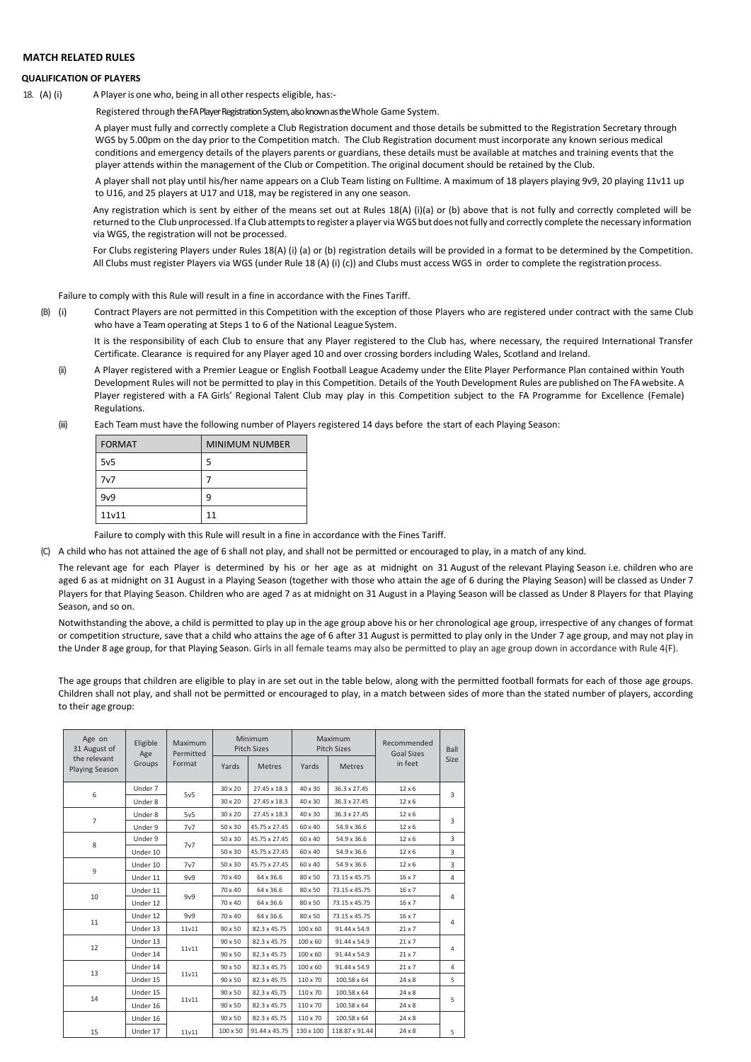## MATCH RELATED RULES

### QUALIFICATION OF PLAYERS

18. (A) (i) A Player is one who, being in all other respects eligible, has:-

Registered through the FA Player Registration System, also known as the Whole Game System.

A player must fully and correctly complete a Club Registration document and those details be submitted to the Registration Secretary through WGS by 5.00pm on the day prior to the Competition match. The Club Registration document must incorporate any known serious medical conditions and emergency details of the players parents or guardians, these details must be available at matches and training events that the player attends within the management of the Club or Competition. The original document should be retained by the Club.

A player shall not play until his/her name appears on a Club Team listing on Fulltime. A maximum of 18 players playing 9v9, 20 playing 11v11 up to U16, and 25 players at U17 and U18, may be registered in any one season.

Any registration which is sent by either of the means set out at Rules 18(A) (i)(a) or (b) above that is not fully and correctly completed will be returned to the Club unprocessed. If a Club attempts to register a player via WGS but does not fully and correctly complete the necessary information via WGS, the registration will not be processed.

For Clubs registering Players under Rules 18(A) (i) (a) or (b) registration details will be provided in a format to be determined by the Competition. All Clubs must register Players via WGS (under Rule 18 (A) (i) (c)) and Clubs must access WGS in order to complete the registration process.

Failure to comply with this Rule will result in a fine in accordance with the Fines Tariff.

(B) (i) Contract Players are not permitted in this Competition with the exception of those Players who are registered under contract with the same Club who have a Team operating at Steps 1 to 6 of the National League System.

It is the responsibility of each Club to ensure that any Player registered to the Club has, where necessary, the required International Transfer Certificate. Clearance is required for any Player aged 10 and over crossing borders including Wales, Scotland and Ireland.

(ii) A Player registered with a Premier League or English Football League Academy under the Elite Player Performance Plan contained within Youth Development Rules will not be permitted to play in this Competition. Details of the Youth Development Rules are published on The FA website. A Player registered with a FA Girls' Regional Talent Club may play in this Competition subject to the FA Programme for Excellence (Female) Regulations.

(iii) Each Team must have the following number of Players registered 14 days before the start of each Playing Season:

| FORMAT | MINIMUM NUMBER |
|---|---|
| 5v5 | 5 |
| 7v7 | 7 |
| 9v9 | 9 |
| 11v11 | 11 |

Failure to comply with this Rule will result in a fine in accordance with the Fines Tariff.

(C) A child who has not attained the age of 6 shall not play, and shall not be permitted or encouraged to play, in a match of any kind.

The relevant age for each Player is determined by his or her age as at midnight on 31 August of the relevant Playing Season i.e. children who are aged 6 as at midnight on 31 August in a Playing Season (together with those who attain the age of 6 during the Playing Season) will be classed as Under 7 Players for that Playing Season. Children who are aged 7 as at midnight on 31 August in a Playing Season will be classed as Under 8 Players for that Playing Season, and so on.

Notwithstanding the above, a child is permitted to play up in the age group above his or her chronological age group, irrespective of any changes of format or competition structure, save that a child who attains the age of 6 after 31 August is permitted to play only in the Under 7 age group, and may not play in the Under 8 age group, for that Playing Season. Girls in all female teams may also be permitted to play an age group down in accordance with Rule 4(F).

The age groups that children are eligible to play in are set out in the table below, along with the permitted football formats for each of those age groups. Children shall not play, and shall not be permitted or encouraged to play, in a match between sides of more than the stated number of players, according to their age group:

| Age on 31 August of the relevant Playing Season | Eligible Age Groups | Maximum Permitted Format | Minimum Pitch Sizes | | Maximum Pitch Sizes | | Recommended Goal Sizes in feet | Ball Size |
|---|---|---|---|---|---|---|---|---|
| | | | Yards | Metres | Yards | Metres | | |
| 6 | Under 7 | 5v5 | 30 x 20 | 27.45 x 18.3 | 40 x 30 | 36.3 x 27.45 | 12 x 6 | 3 |
| | Under 8 | | 30 x 20 | 27.45 x 18.3 | 40 x 30 | 36.3 x 27.45 | 12 x 6 | |
| 7 | Under 8 | 5v5 | 30 x 20 | 27.45 x 18.3 | 40 x 30 | 36.3 x 27.45 | 12 x 6 | 3 |
| | Under 9 | 7v7 | 50 x 30 | 45.75 x 27.45 | 60 x 40 | 54.9 x 36.6 | 12 x 6 | |
| 8 | Under 9 | 7v7 | 50 x 30 | 45.75 x 27.45 | 60 x 40 | 54.9 x 36.6 | 12 x 6 | 3 |
| | Under 10 | | 50 x 30 | 45.75 x 27.45 | 60 x 40 | 54.9 x 36.6 | 12 x 6 | 3 |
| 9 | Under 10 | 7v7 | 50 x 30 | 45.75 x 27.45 | 60 x 40 | 54.9 x 36.6 | 12 x 6 | 3 |
| | Under 11 | 9v9 | 70 x 40 | 64 x 36.6 | 80 x 50 | 73.15 x 45.75 | 16 x 7 | 4 |
| 10 | Under 11 | 9v9 | 70 x 40 | 64 x 36.6 | 80 x 50 | 73.15 x 45.75 | 16 x 7 | 4 |
| | Under 12 | | 70 x 40 | 64 x 36.6 | 80 x 50 | 73.15 x 45.75 | 16 x 7 | |
| 11 | Under 12 | 9v9 | 70 x 40 | 64 x 36.6 | 80 x 50 | 73.15 x 45.75 | 16 x 7 | 4 |
| | Under 13 | 11v11 | 90 x 50 | 82.3 x 45.75 | 100 x 60 | 91.44 x 54.9 | 21 x 7 | |
| 12 | Under 13 | 11v11 | 90 x 50 | 82.3 x 45.75 | 100 x 60 | 91.44 x 54.9 | 21 x 7 | 4 |
| | Under 14 | | 90 x 50 | 82.3 x 45.75 | 100 x 60 | 91.44 x 54.9 | 21 x 7 | |
| 13 | Under 14 | 11v11 | 90 x 50 | 82.3 x 45.75 | 100 x 60 | 91.44 x 54.9 | 21 x 7 | 4 |
| | Under 15 | | 90 x 50 | 82.3 x 45.75 | 110 x 70 | 100.58 x 64 | 24 x 8 | 5 |
| 14 | Under 15 | 11v11 | 90 x 50 | 82.3 x 45.75 | 110 x 70 | 100.58 x 64 | 24 x 8 | 5 |
| | Under 16 | | 90 x 50 | 82.3 x 45.75 | 110 x 70 | 100.58 x 64 | 24 x 8 | |
| 15 | Under 16 | 11v11 | 90 x 50 | 82.3 x 45.75 | 110 x 70 | 100.58 x 64 | 24 x 8 | 5 |
| | Under 17 | | 100 x 50 | 91.44 x 45.75 | 130 x 100 | 118.87 x 91.44 | 24 x 8 | |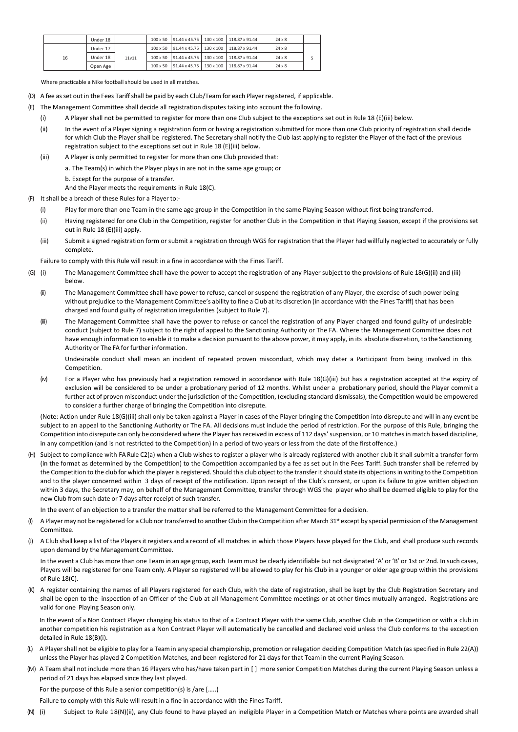|  | Under 18 |  | 100 x 50 | 91.44 x 45.75 | 130 x 100 | 118.87 x 91.44 | 24 x 8 |  |
|---|---|---|---|---|---|---|---|---|
| 16 | Under 17 | 11v11 | 100 x 50 | 91.44 x 45.75 | 130 x 100 | 118.87 x 91.44 | 24 x 8 | 5 |
|  | Under 18 |  | 100 x 50 | 91.44 x 45.75 | 130 x 100 | 118.87 x 91.44 | 24 x 8 |  |
|  | Open Age |  | 100 x 50 | 91.44 x 45.75 | 130 x 100 | 118.87 x 91.44 | 24 x 8 |  |

Where practicable a Nike football should be used in all matches.

(D) A fee as set out in the Fees Tariff shall be paid by each Club/Team for each Player registered, if applicable.

(E) The Management Committee shall decide all registration disputes taking into account the following.

(i) A Player shall not be permitted to register for more than one Club subject to the exceptions set out in Rule 18 (E)(iii) below.

(ii) In the event of a Player signing a registration form or having a registration submitted for more than one Club priority of registration shall decide for which Club the Player shall be registered. The Secretary shall notify the Club last applying to register the Player of the fact of the previous registration subject to the exceptions set out in Rule 18 (E)(iii) below.

(iii) A Player is only permitted to register for more than one Club provided that:

a. The Team(s) in which the Player plays in are not in the same age group; or

b. Except for the purpose of a transfer.

And the Player meets the requirements in Rule 18(C).

(F) It shall be a breach of these Rules for a Player to:-

(i) Play for more than one Team in the same age group in the Competition in the same Playing Season without first being transferred.

(ii) Having registered for one Club in the Competition, register for another Club in the Competition in that Playing Season, except if the provisions set out in Rule 18 (E)(iii) apply.

(iii) Submit a signed registration form or submit a registration through WGS for registration that the Player had willfully neglected to accurately or fully complete.

Failure to comply with this Rule will result in a fine in accordance with the Fines Tariff.

(G) (i) The Management Committee shall have the power to accept the registration of any Player subject to the provisions of Rule 18(G)(ii) and (iii) below.

(ii) The Management Committee shall have power to refuse, cancel or suspend the registration of any Player, the exercise of such power being without prejudice to the Management Committee's ability to fine a Club at its discretion (in accordance with the Fines Tariff) that has been charged and found guilty of registration irregularities (subject to Rule 7).

(iii) The Management Committee shall have the power to refuse or cancel the registration of any Player charged and found guilty of undesirable conduct (subject to Rule 7) subject to the right of appeal to the Sanctioning Authority or The FA. Where the Management Committee does not have enough information to enable it to make a decision pursuant to the above power, it may apply, in its absolute discretion, to the Sanctioning Authority or The FA for further information.

Undesirable conduct shall mean an incident of repeated proven misconduct, which may deter a Participant from being involved in this Competition.

(iv) For a Player who has previously had a registration removed in accordance with Rule 18(G)(iii) but has a registration accepted at the expiry of exclusion will be considered to be under a probationary period of 12 months. Whilst under a probationary period, should the Player commit a further act of proven misconduct under the jurisdiction of the Competition, (excluding standard dismissals), the Competition would be empowered to consider a further charge of bringing the Competition into disrepute.

(Note: Action under Rule 18(G)(iii) shall only be taken against a Player in cases of the Player bringing the Competition into disrepute and will in any event be subject to an appeal to the Sanctioning Authority or The FA. All decisions must include the period of restriction. For the purpose of this Rule, bringing the Competition into disrepute can only be considered where the Player has received in excess of 112 days' suspension, or 10 matches in match based discipline, in any competition (and is not restricted to the Competition) in a period of two years or less from the date of the first offence.)

(H) Subject to compliance with FA Rule C2(a) when a Club wishes to register a player who is already registered with another club it shall submit a transfer form (in the format as determined by the Competition) to the Competition accompanied by a fee as set out in the Fees Tariff. Such transfer shall be referred by the Competition to the club for which the player is registered. Should this club object to the transfer it should state its objections in writing to the Competition and to the player concerned within 3 days of receipt of the notification. Upon receipt of the Club's consent, or upon its failure to give written objection within 3 days, the Secretary may, on behalf of the Management Committee, transfer through WGS the player who shall be deemed eligible to play for the new Club from such date or 7 days after receipt of such transfer.

In the event of an objection to a transfer the matter shall be referred to the Management Committee for a decision.

(I) A Player may not be registered for a Club nor transferred to another Club in the Competition after March 31st except by special permission of the Management Committee.

(J) A Club shall keep a list of the Players it registers and a record of all matches in which those Players have played for the Club, and shall produce such records upon demand by the Management Committee.

In the event a Club has more than one Team in an age group, each Team must be clearly identifiable but not designated 'A' or 'B' or 1st or 2nd. In such cases, Players will be registered for one Team only. A Player so registered will be allowed to play for his Club in a younger or older age group within the provisions of Rule 18(C).

(K) A register containing the names of all Players registered for each Club, with the date of registration, shall be kept by the Club Registration Secretary and shall be open to the inspection of an Officer of the Club at all Management Committee meetings or at other times mutually arranged. Registrations are valid for one Playing Season only.

In the event of a Non Contract Player changing his status to that of a Contract Player with the same Club, another Club in the Competition or with a club in another competition his registration as a Non Contract Player will automatically be cancelled and declared void unless the Club conforms to the exception detailed in Rule 18(B)(i).

(L) A Player shall not be eligible to play for a Team in any special championship, promotion or relegation deciding Competition Match (as specified in Rule 22(A)) unless the Player has played 2 Competition Matches, and been registered for 21 days for that Team in the current Playing Season.

(M) A Team shall not include more than 16 Players who has/have taken part in [ ] more senior Competition Matches during the current Playing Season unless a period of 21 days has elapsed since they last played.

For the purpose of this Rule a senior competition(s) is /are [.....)

Failure to comply with this Rule will result in a fine in accordance with the Fines Tariff.

(N) (i) Subject to Rule 18(N)(ii), any Club found to have played an ineligible Player in a Competition Match or Matches where points are awarded shall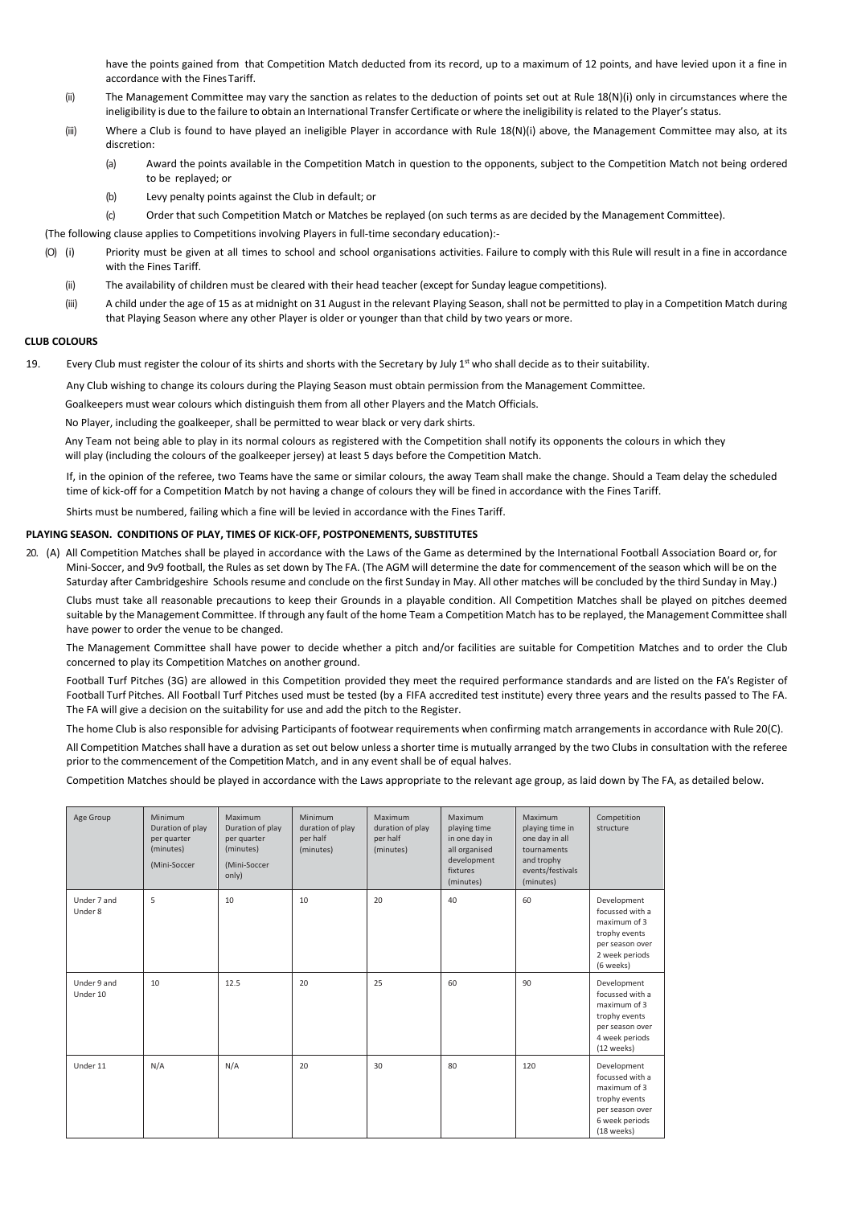have the points gained from that Competition Match deducted from its record, up to a maximum of 12 points, and have levied upon it a fine in accordance with the Fines Tariff.

(ii) The Management Committee may vary the sanction as relates to the deduction of points set out at Rule 18(N)(i) only in circumstances where the ineligibility is due to the failure to obtain an International Transfer Certificate or where the ineligibility is related to the Player's status.

(iii) Where a Club is found to have played an ineligible Player in accordance with Rule 18(N)(i) above, the Management Committee may also, at its discretion:

(a) Award the points available in the Competition Match in question to the opponents, subject to the Competition Match not being ordered to be replayed; or

(b) Levy penalty points against the Club in default; or

(c) Order that such Competition Match or Matches be replayed (on such terms as are decided by the Management Committee).

(The following clause applies to Competitions involving Players in full-time secondary education):-

(O) (i) Priority must be given at all times to school and school organisations activities. Failure to comply with this Rule will result in a fine in accordance with the Fines Tariff.

(ii) The availability of children must be cleared with their head teacher (except for Sunday league competitions).

(iii) A child under the age of 15 as at midnight on 31 August in the relevant Playing Season, shall not be permitted to play in a Competition Match during that Playing Season where any other Player is older or younger than that child by two years or more.

**CLUB COLOURS**

19. Every Club must register the colour of its shirts and shorts with the Secretary by July 1st who shall decide as to their suitability.

Any Club wishing to change its colours during the Playing Season must obtain permission from the Management Committee.

Goalkeepers must wear colours which distinguish them from all other Players and the Match Officials.

No Player, including the goalkeeper, shall be permitted to wear black or very dark shirts.

Any Team not being able to play in its normal colours as registered with the Competition shall notify its opponents the colours in which they will play (including the colours of the goalkeeper jersey) at least 5 days before the Competition Match.

If, in the opinion of the referee, two Teams have the same or similar colours, the away Team shall make the change. Should a Team delay the scheduled time of kick-off for a Competition Match by not having a change of colours they will be fined in accordance with the Fines Tariff.

Shirts must be numbered, failing which a fine will be levied in accordance with the Fines Tariff.

**PLAYING SEASON. CONDITIONS OF PLAY, TIMES OF KICK-OFF, POSTPONEMENTS, SUBSTITUTES**

20. (A) All Competition Matches shall be played in accordance with the Laws of the Game as determined by the International Football Association Board or, for Mini-Soccer, and 9v9 football, the Rules as set down by The FA. (The AGM will determine the date for commencement of the season which will be on the Saturday after Cambridgeshire Schools resume and conclude on the first Sunday in May. All other matches will be concluded by the third Sunday in May.)

Clubs must take all reasonable precautions to keep their Grounds in a playable condition. All Competition Matches shall be played on pitches deemed suitable by the Management Committee. If through any fault of the home Team a Competition Match has to be replayed, the Management Committee shall have power to order the venue to be changed.

The Management Committee shall have power to decide whether a pitch and/or facilities are suitable for Competition Matches and to order the Club concerned to play its Competition Matches on another ground.

Football Turf Pitches (3G) are allowed in this Competition provided they meet the required performance standards and are listed on the FA's Register of Football Turf Pitches. All Football Turf Pitches used must be tested (by a FIFA accredited test institute) every three years and the results passed to The FA. The FA will give a decision on the suitability for use and add the pitch to the Register.

The home Club is also responsible for advising Participants of footwear requirements when confirming match arrangements in accordance with Rule 20(C).

All Competition Matches shall have a duration as set out below unless a shorter time is mutually arranged by the two Clubs in consultation with the referee prior to the commencement of the Competition Match, and in any event shall be of equal halves.

Competition Matches should be played in accordance with the Laws appropriate to the relevant age group, as laid down by The FA, as detailed below.

| Age Group | Minimum Duration of play per quarter (minutes) (Mini-Soccer | Maximum Duration of play per quarter (minutes) (Mini-Soccer only) | Minimum duration of play per half (minutes) | Maximum duration of play per half (minutes) | Maximum playing time in one day in all organised development fixtures (minutes) | Maximum playing time in one day in all tournaments and trophy events/festivals (minutes) | Competition structure |
|---|---|---|---|---|---|---|---|
| Under 7 and Under 8 | 5 | 10 | 10 | 20 | 40 | 60 | Development focussed with a maximum of 3 trophy events per season over 2 week periods (6 weeks) |
| Under 9 and Under 10 | 10 | 12.5 | 20 | 25 | 60 | 90 | Development focussed with a maximum of 3 trophy events per season over 4 week periods (12 weeks) |
| Under 11 | N/A | N/A | 20 | 30 | 80 | 120 | Development focussed with a maximum of 3 trophy events per season over 6 week periods (18 weeks) |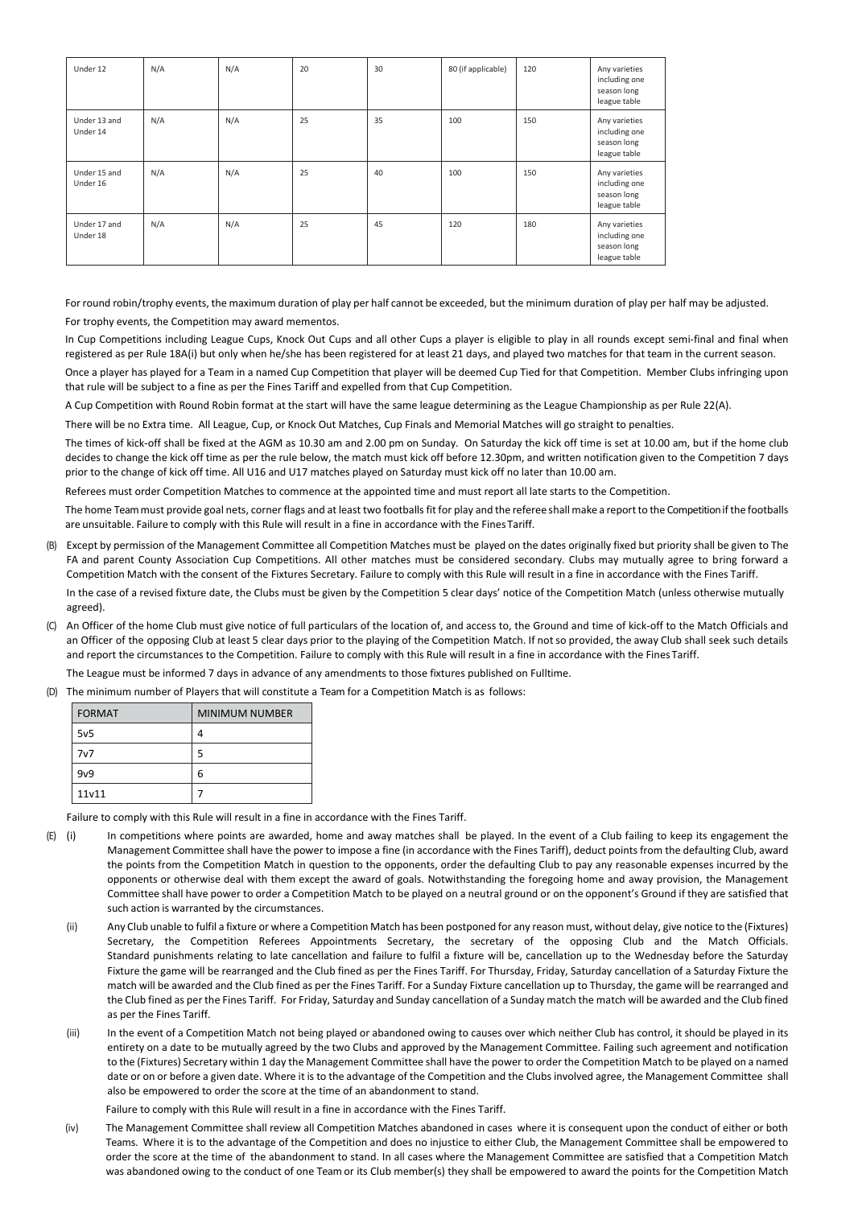| Under 12 | N/A | N/A | 20 | 30 | 80 (if applicable) | 120 | Any varieties including one season long league table |
|---|---|---|---|---|---|---|---|
| Under 13 and Under 14 | N/A | N/A | 25 | 35 | 100 | 150 | Any varieties including one season long league table |
| Under 15 and Under 16 | N/A | N/A | 25 | 40 | 100 | 150 | Any varieties including one season long league table |
| Under 17 and Under 18 | N/A | N/A | 25 | 45 | 120 | 180 | Any varieties including one season long league table |

For round robin/trophy events, the maximum duration of play per half cannot be exceeded, but the minimum duration of play per half may be adjusted.

For trophy events, the Competition may award mementos.

In Cup Competitions including League Cups, Knock Out Cups and all other Cups a player is eligible to play in all rounds except semi-final and final when registered as per Rule 18A(i) but only when he/she has been registered for at least 21 days, and played two matches for that team in the current season.

Once a player has played for a Team in a named Cup Competition that player will be deemed Cup Tied for that Competition. Member Clubs infringing upon that rule will be subject to a fine as per the Fines Tariff and expelled from that Cup Competition.

A Cup Competition with Round Robin format at the start will have the same league determining as the League Championship as per Rule 22(A).

There will be no Extra time. All League, Cup, or Knock Out Matches, Cup Finals and Memorial Matches will go straight to penalties.

The times of kick-off shall be fixed at the AGM as 10.30 am and 2.00 pm on Sunday. On Saturday the kick off time is set at 10.00 am, but if the home club decides to change the kick off time as per the rule below, the match must kick off before 12.30pm, and written notification given to the Competition 7 days prior to the change of kick off time. All U16 and U17 matches played on Saturday must kick off no later than 10.00 am.

Referees must order Competition Matches to commence at the appointed time and must report all late starts to the Competition.

The home Team must provide goal nets, corner flags and at least two footballs fit for play and the referee shall make a report to the Competition if the footballs are unsuitable. Failure to comply with this Rule will result in a fine in accordance with the Fines Tariff.

(B) Except by permission of the Management Committee all Competition Matches must be played on the dates originally fixed but priority shall be given to The FA and parent County Association Cup Competitions. All other matches must be considered secondary. Clubs may mutually agree to bring forward a Competition Match with the consent of the Fixtures Secretary. Failure to comply with this Rule will result in a fine in accordance with the Fines Tariff.

In the case of a revised fixture date, the Clubs must be given by the Competition 5 clear days' notice of the Competition Match (unless otherwise mutually agreed).

(C) An Officer of the home Club must give notice of full particulars of the location of, and access to, the Ground and time of kick-off to the Match Officials and an Officer of the opposing Club at least 5 clear days prior to the playing of the Competition Match. If not so provided, the away Club shall seek such details and report the circumstances to the Competition. Failure to comply with this Rule will result in a fine in accordance with the Fines Tariff.

The League must be informed 7 days in advance of any amendments to those fixtures published on Fulltime.

(D) The minimum number of Players that will constitute a Team for a Competition Match is as follows:

| FORMAT | MINIMUM NUMBER |
|---|---|
| 5v5 | 4 |
| 7v7 | 5 |
| 9v9 | 6 |
| 11v11 | 7 |

Failure to comply with this Rule will result in a fine in accordance with the Fines Tariff.

(E) (i) In competitions where points are awarded, home and away matches shall be played. In the event of a Club failing to keep its engagement the Management Committee shall have the power to impose a fine (in accordance with the Fines Tariff), deduct points from the defaulting Club, award the points from the Competition Match in question to the opponents, order the defaulting Club to pay any reasonable expenses incurred by the opponents or otherwise deal with them except the award of goals. Notwithstanding the foregoing home and away provision, the Management Committee shall have power to order a Competition Match to be played on a neutral ground or on the opponent's Ground if they are satisfied that such action is warranted by the circumstances.

(ii) Any Club unable to fulfil a fixture or where a Competition Match has been postponed for any reason must, without delay, give notice to the (Fixtures) Secretary, the Competition Referees Appointments Secretary, the secretary of the opposing Club and the Match Officials. Standard punishments relating to late cancellation and failure to fulfil a fixture will be, cancellation up to the Wednesday before the Saturday Fixture the game will be rearranged and the Club fined as per the Fines Tariff. For Thursday, Friday, Saturday cancellation of a Saturday Fixture the match will be awarded and the Club fined as per the Fines Tariff. For a Sunday Fixture cancellation up to Thursday, the game will be rearranged and the Club fined as per the Fines Tariff. For Friday, Saturday and Sunday cancellation of a Sunday match the match will be awarded and the Club fined as per the Fines Tariff.

(iii) In the event of a Competition Match not being played or abandoned owing to causes over which neither Club has control, it should be played in its entirety on a date to be mutually agreed by the two Clubs and approved by the Management Committee. Failing such agreement and notification to the (Fixtures) Secretary within 1 day the Management Committee shall have the power to order the Competition Match to be played on a named date or on or before a given date. Where it is to the advantage of the Competition and the Clubs involved agree, the Management Committee shall also be empowered to order the score at the time of an abandonment to stand.

Failure to comply with this Rule will result in a fine in accordance with the Fines Tariff.

(iv) The Management Committee shall review all Competition Matches abandoned in cases where it is consequent upon the conduct of either or both Teams. Where it is to the advantage of the Competition and does no injustice to either Club, the Management Committee shall be empowered to order the score at the time of the abandonment to stand. In all cases where the Management Committee are satisfied that a Competition Match was abandoned owing to the conduct of one Team or its Club member(s) they shall be empowered to award the points for the Competition Match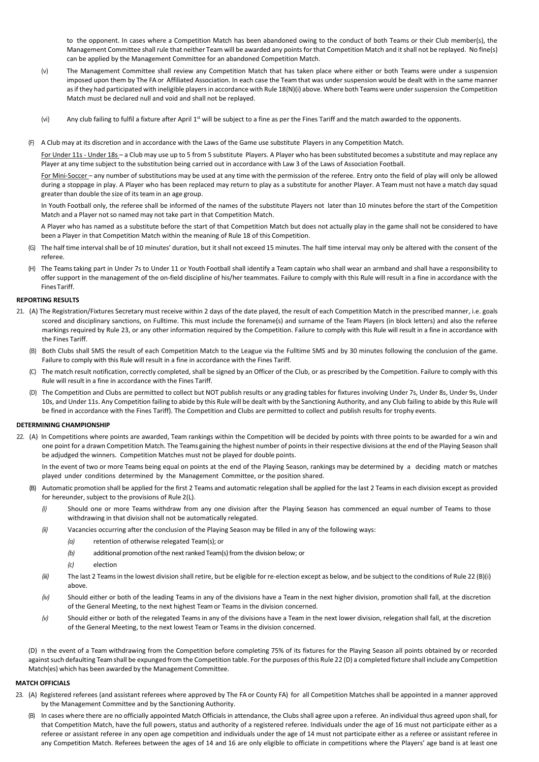to the opponent. In cases where a Competition Match has been abandoned owing to the conduct of both Teams or their Club member(s), the Management Committee shall rule that neither Team will be awarded any points for that Competition Match and it shall not be replayed. No fine(s) can be applied by the Management Committee for an abandoned Competition Match.

(v) The Management Committee shall review any Competition Match that has taken place where either or both Teams were under a suspension imposed upon them by The FA or Affiliated Association. In each case the Team that was under suspension would be dealt with in the same manner as if they had participated with ineligible players in accordance with Rule 18(N)(i) above. Where both Teams were under suspension the Competition Match must be declared null and void and shall not be replayed.

(vi) Any club failing to fulfil a fixture after April 1st will be subject to a fine as per the Fines Tariff and the match awarded to the opponents.

(F) A Club may at its discretion and in accordance with the Laws of the Game use substitute Players in any Competition Match.

For Under 11s - Under 18s – a Club may use up to 5 from 5 substitute Players. A Player who has been substituted becomes a substitute and may replace any Player at any time subject to the substitution being carried out in accordance with Law 3 of the Laws of Association Football.

For Mini-Soccer – any number of substitutions may be used at any time with the permission of the referee. Entry onto the field of play will only be allowed during a stoppage in play. A Player who has been replaced may return to play as a substitute for another Player. A Team must not have a match day squad greater than double the size of its team in an age group.

In Youth Football only, the referee shall be informed of the names of the substitute Players not later than 10 minutes before the start of the Competition Match and a Player not so named may not take part in that Competition Match.

A Player who has named as a substitute before the start of that Competition Match but does not actually play in the game shall not be considered to have been a Player in that Competition Match within the meaning of Rule 18 of this Competition.

(G) The half time interval shall be of 10 minutes' duration, but it shall not exceed 15 minutes. The half time interval may only be altered with the consent of the referee.

(H) The Teams taking part in Under 7s to Under 11 or Youth Football shall identify a Team captain who shall wear an armband and shall have a responsibility to offer support in the management of the on-field discipline of his/her teammates. Failure to comply with this Rule will result in a fine in accordance with the Fines Tariff.

**REPORTING RESULTS**

21. (A) The Registration/Fixtures Secretary must receive within 2 days of the date played, the result of each Competition Match in the prescribed manner, i.e. goals scored and disciplinary sanctions, on Fulltime. This must include the forename(s) and surname of the Team Players (in block letters) and also the referee markings required by Rule 23, or any other information required by the Competition. Failure to comply with this Rule will result in a fine in accordance with the Fines Tariff.

(B) Both Clubs shall SMS the result of each Competition Match to the League via the Fulltime SMS and by 30 minutes following the conclusion of the game. Failure to comply with this Rule will result in a fine in accordance with the Fines Tariff.

(C) The match result notification, correctly completed, shall be signed by an Officer of the Club, or as prescribed by the Competition. Failure to comply with this Rule will result in a fine in accordance with the Fines Tariff.

(D) The Competition and Clubs are permitted to collect but NOT publish results or any grading tables for fixtures involving Under 7s, Under 8s, Under 9s, Under 10s, and Under 11s. Any Competition failing to abide by this Rule will be dealt with by the Sanctioning Authority, and any Club failing to abide by this Rule will be fined in accordance with the Fines Tariff). The Competition and Clubs are permitted to collect and publish results for trophy events.

**DETERMINING CHAMPIONSHIP**

22. (A) In Competitions where points are awarded, Team rankings within the Competition will be decided by points with three points to be awarded for a win and one point for a drawn Competition Match. The Teams gaining the highest number of points in their respective divisions at the end of the Playing Season shall be adjudged the winners. Competition Matches must not be played for double points.

In the event of two or more Teams being equal on points at the end of the Playing Season, rankings may be determined by a deciding match or matches played under conditions determined by the Management Committee, or the position shared.

(B) Automatic promotion shall be applied for the first 2 Teams and automatic relegation shall be applied for the last 2 Teams in each division except as provided for hereunder, subject to the provisions of Rule 2(L).

*(i)* Should one or more Teams withdraw from any one division after the Playing Season has commenced an equal number of Teams to those withdrawing in that division shall not be automatically relegated.

*(ii)* Vacancies occurring after the conclusion of the Playing Season may be filled in any of the following ways:

*(a)* retention of otherwise relegated Team(s); or

*(b)* additional promotion of the next ranked Team(s) from the division below; or

*(c)* election

*(iii)* The last 2 Teams in the lowest division shall retire, but be eligible for re-election except as below, and be subject to the conditions of Rule 22 (B)(i) above.

*(iv)* Should either or both of the leading Teams in any of the divisions have a Team in the next higher division, promotion shall fall, at the discretion of the General Meeting, to the next highest Team or Teams in the division concerned.

*(v)* Should either or both of the relegated Teams in any of the divisions have a Team in the next lower division, relegation shall fall, at the discretion of the General Meeting, to the next lowest Team or Teams in the division concerned.

(D) n the event of a Team withdrawing from the Competition before completing 75% of its fixtures for the Playing Season all points obtained by or recorded against such defaulting Team shall be expunged from the Competition table. For the purposes of this Rule 22 (D) a completed fixture shall include any Competition Match(es) which has been awarded by the Management Committee.

**MATCH OFFICIALS**

23. (A) Registered referees (and assistant referees where approved by The FA or County FA) for all Competition Matches shall be appointed in a manner approved by the Management Committee and by the Sanctioning Authority.

(B) In cases where there are no officially appointed Match Officials in attendance, the Clubs shall agree upon a referee. An individual thus agreed upon shall, for that Competition Match, have the full powers, status and authority of a registered referee. Individuals under the age of 16 must not participate either as a referee or assistant referee in any open age competition and individuals under the age of 14 must not participate either as a referee or assistant referee in any Competition Match. Referees between the ages of 14 and 16 are only eligible to officiate in competitions where the Players' age band is at least one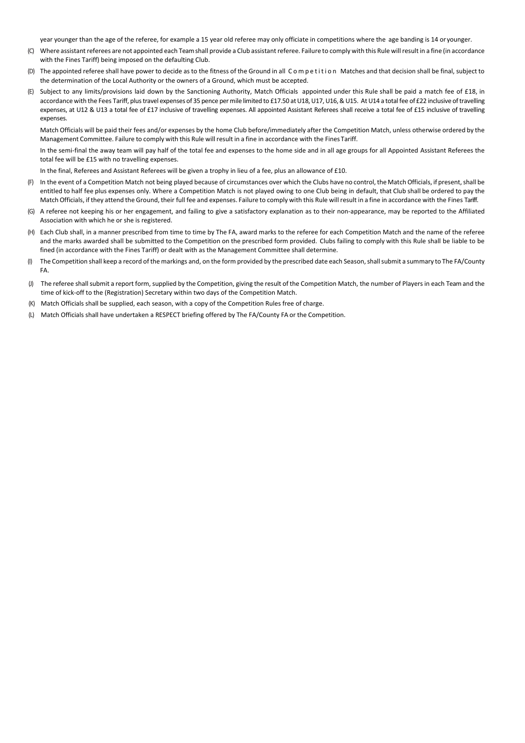year younger than the age of the referee, for example a 15 year old referee may only officiate in competitions where the age banding is 14 or younger.

(C) Where assistant referees are not appointed each Team shall provide a Club assistant referee. Failure to comply with this Rule will result in a fine (in accordance with the Fines Tariff) being imposed on the defaulting Club.

(D) The appointed referee shall have power to decide as to the fitness of the Ground in all Competition Matches and that decision shall be final, subject to the determination of the Local Authority or the owners of a Ground, which must be accepted.

(E) Subject to any limits/provisions laid down by the Sanctioning Authority, Match Officials appointed under this Rule shall be paid a match fee of £18, in accordance with the Fees Tariff, plus travel expenses of 35 pence per mile limited to £17.50 at U18, U17, U16, & U15. At U14 a total fee of £22 inclusive of travelling expenses, at U12 & U13 a total fee of £17 inclusive of travelling expenses. All appointed Assistant Referees shall receive a total fee of £15 inclusive of travelling expenses.

Match Officials will be paid their fees and/or expenses by the home Club before/immediately after the Competition Match, unless otherwise ordered by the Management Committee. Failure to comply with this Rule will result in a fine in accordance with the Fines Tariff.

In the semi-final the away team will pay half of the total fee and expenses to the home side and in all age groups for all Appointed Assistant Referees the total fee will be £15 with no travelling expenses.

In the final, Referees and Assistant Referees will be given a trophy in lieu of a fee, plus an allowance of £10.

(F) In the event of a Competition Match not being played because of circumstances over which the Clubs have no control, the Match Officials, if present, shall be entitled to half fee plus expenses only. Where a Competition Match is not played owing to one Club being in default, that Club shall be ordered to pay the Match Officials, if they attend the Ground, their full fee and expenses. Failure to comply with this Rule will result in a fine in accordance with the Fines Tariff.

(G) A referee not keeping his or her engagement, and failing to give a satisfactory explanation as to their non-appearance, may be reported to the Affiliated Association with which he or she is registered.

(H) Each Club shall, in a manner prescribed from time to time by The FA, award marks to the referee for each Competition Match and the name of the referee and the marks awarded shall be submitted to the Competition on the prescribed form provided. Clubs failing to comply with this Rule shall be liable to be fined (in accordance with the Fines Tariff) or dealt with as the Management Committee shall determine.

(I) The Competition shall keep a record of the markings and, on the form provided by the prescribed date each Season, shall submit a summary to The FA/County FA.

(J) The referee shall submit a report form, supplied by the Competition, giving the result of the Competition Match, the number of Players in each Team and the time of kick-off to the (Registration) Secretary within two days of the Competition Match.

(K) Match Officials shall be supplied, each season, with a copy of the Competition Rules free of charge.

(L) Match Officials shall have undertaken a RESPECT briefing offered by The FA/County FA or the Competition.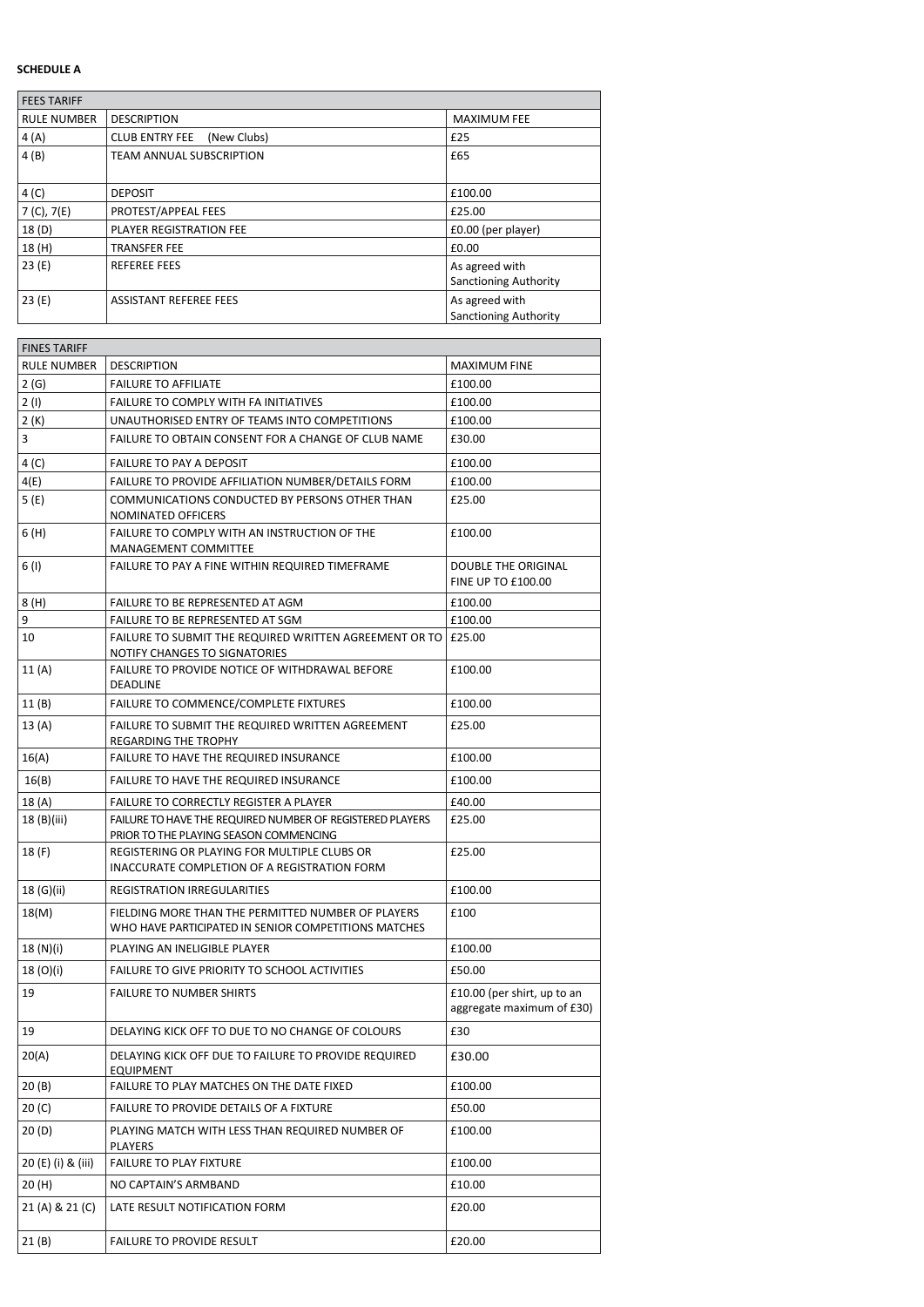**SCHEDULE A**

| FEES TARIFF | | |
|---|---|---|
| RULE NUMBER | DESCRIPTION | MAXIMUM FEE |
| 4 (A) | CLUB ENTRY FEE (New Clubs) | £25 |
| 4 (B) | TEAM ANNUAL SUBSCRIPTION | £65 |
| 4 (C) | DEPOSIT | £100.00 |
| 7 (C), 7(E) | PROTEST/APPEAL FEES | £25.00 |
| 18 (D) | PLAYER REGISTRATION FEE | £0.00 (per player) |
| 18 (H) | TRANSFER FEE | £0.00 |
| 23 (E) | REFEREE FEES | As agreed with Sanctioning Authority |
| 23 (E) | ASSISTANT REFEREE FEES | As agreed with Sanctioning Authority |

| FINES TARIFF | | |
|---|---|---|
| RULE NUMBER | DESCRIPTION | MAXIMUM FINE |
| 2 (G) | FAILURE TO AFFILIATE | £100.00 |
| 2 (I) | FAILURE TO COMPLY WITH FA INITIATIVES | £100.00 |
| 2 (K) | UNAUTHORISED ENTRY OF TEAMS INTO COMPETITIONS | £100.00 |
| 3 | FAILURE TO OBTAIN CONSENT FOR A CHANGE OF CLUB NAME | £30.00 |
| 4 (C) | FAILURE TO PAY A DEPOSIT | £100.00 |
| 4(E) | FAILURE TO PROVIDE AFFILIATION NUMBER/DETAILS FORM | £100.00 |
| 5 (E) | COMMUNICATIONS CONDUCTED BY PERSONS OTHER THAN NOMINATED OFFICERS | £25.00 |
| 6 (H) | FAILURE TO COMPLY WITH AN INSTRUCTION OF THE MANAGEMENT COMMITTEE | £100.00 |
| 6 (I) | FAILURE TO PAY A FINE WITHIN REQUIRED TIMEFRAME | DOUBLE THE ORIGINAL FINE UP TO £100.00 |
| 8 (H) | FAILURE TO BE REPRESENTED AT AGM | £100.00 |
| 9 | FAILURE TO BE REPRESENTED AT SGM | £100.00 |
| 10 | FAILURE TO SUBMIT THE REQUIRED WRITTEN AGREEMENT OR TO NOTIFY CHANGES TO SIGNATORIES | £25.00 |
| 11 (A) | FAILURE TO PROVIDE NOTICE OF WITHDRAWAL BEFORE DEADLINE | £100.00 |
| 11 (B) | FAILURE TO COMMENCE/COMPLETE FIXTURES | £100.00 |
| 13 (A) | FAILURE TO SUBMIT THE REQUIRED WRITTEN AGREEMENT REGARDING THE TROPHY | £25.00 |
| 16(A) | FAILURE TO HAVE THE REQUIRED INSURANCE | £100.00 |
| 16(B) | FAILURE TO HAVE THE REQUIRED INSURANCE | £100.00 |
| 18 (A) | FAILURE TO CORRECTLY REGISTER A PLAYER | £40.00 |
| 18 (B)(iii) | FAILURE TO HAVE THE REQUIRED NUMBER OF REGISTERED PLAYERS PRIOR TO THE PLAYING SEASON COMMENCING | £25.00 |
| 18 (F) | REGISTERING OR PLAYING FOR MULTIPLE CLUBS OR INACCURATE COMPLETION OF A REGISTRATION FORM | £25.00 |
| 18 (G)(ii) | REGISTRATION IRREGULARITIES | £100.00 |
| 18(M) | FIELDING MORE THAN THE PERMITTED NUMBER OF PLAYERS WHO HAVE PARTICIPATED IN SENIOR COMPETITIONS MATCHES | £100 |
| 18 (N)(i) | PLAYING AN INELIGIBLE PLAYER | £100.00 |
| 18 (O)(i) | FAILURE TO GIVE PRIORITY TO SCHOOL ACTIVITIES | £50.00 |
| 19 | FAILURE TO NUMBER SHIRTS | £10.00 (per shirt, up to an aggregate maximum of £30) |
| 19 | DELAYING KICK OFF TO DUE TO NO CHANGE OF COLOURS | £30 |
| 20(A) | DELAYING KICK OFF DUE TO FAILURE TO PROVIDE REQUIRED EQUIPMENT | £30.00 |
| 20 (B) | FAILURE TO PLAY MATCHES ON THE DATE FIXED | £100.00 |
| 20 (C) | FAILURE TO PROVIDE DETAILS OF A FIXTURE | £50.00 |
| 20 (D) | PLAYING MATCH WITH LESS THAN REQUIRED NUMBER OF PLAYERS | £100.00 |
| 20 (E) (i) & (iii) | FAILURE TO PLAY FIXTURE | £100.00 |
| 20 (H) | NO CAPTAIN'S ARMBAND | £10.00 |
| 21 (A) & 21 (C) | LATE RESULT NOTIFICATION FORM | £20.00 |
| 21 (B) | FAILURE TO PROVIDE RESULT | £20.00 |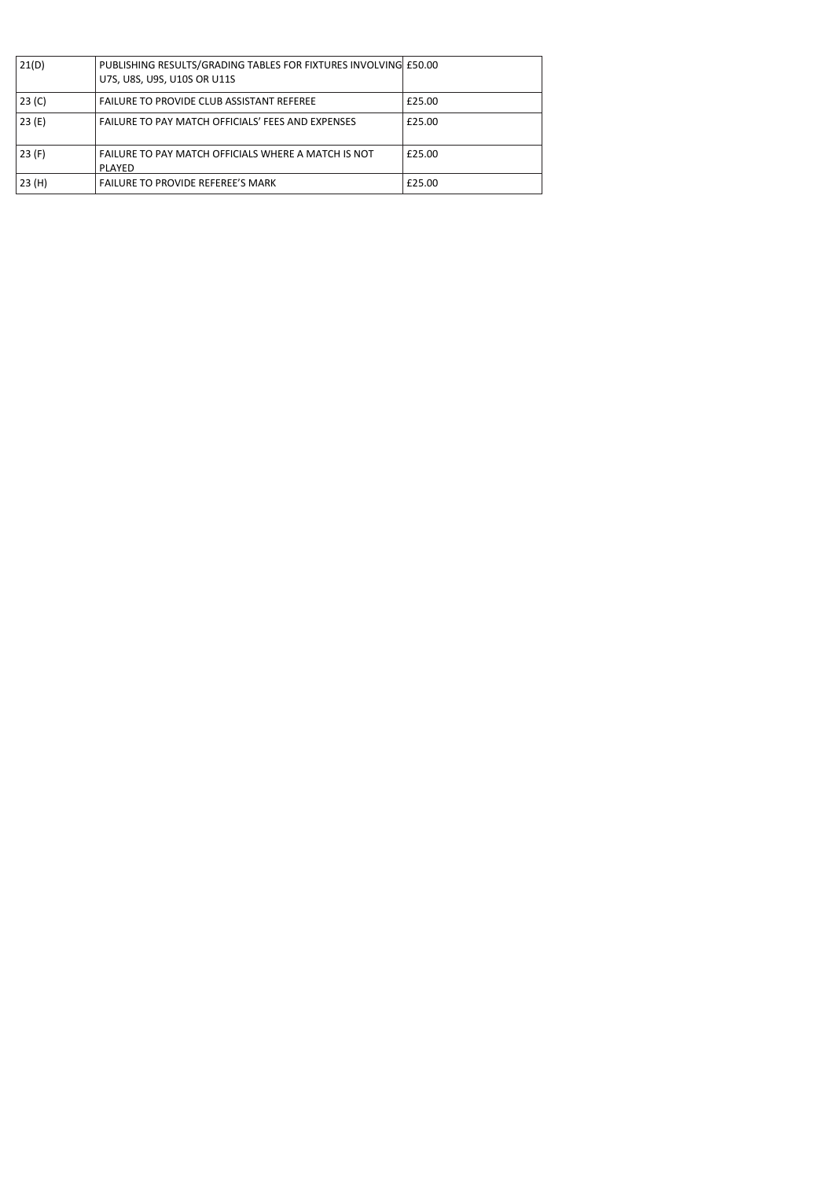| | | |
|---|---|---|
| 21(D) | PUBLISHING RESULTS/GRADING TABLES FOR FIXTURES INVOLVING U7S, U8S, U9S, U10S OR U11S | £50.00 |
| 23 (C) | FAILURE TO PROVIDE CLUB ASSISTANT REFEREE | £25.00 |
| 23 (E) | FAILURE TO PAY MATCH OFFICIALS' FEES AND EXPENSES | £25.00 |
| 23 (F) | FAILURE TO PAY MATCH OFFICIALS WHERE A MATCH IS NOT PLAYED | £25.00 |
| 23 (H) | FAILURE TO PROVIDE REFEREE'S MARK | £25.00 |